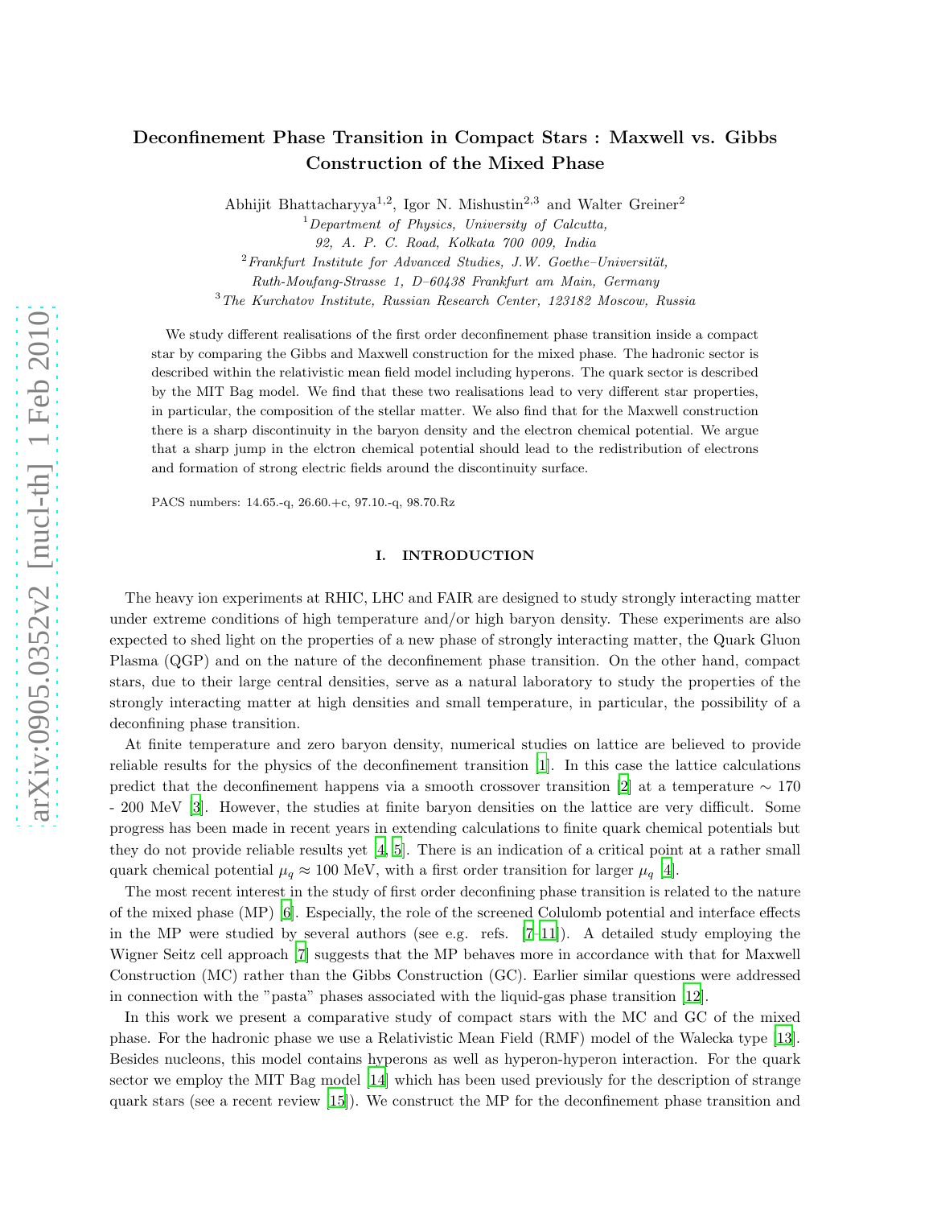# Deconfinement Phase Transition in Compact Stars : Maxwell vs. Gibbs Construction of the Mixed Phase

Abhijit Bhattacharyya[1,2], Igor N. Mishustin[2,3] and Walter Greiner[2]

[1] *Department of Physics, University of Calcutta, 92, A. P. C. Road, Kolkata 700 009, India*

[2] *Frankfurt Institute for Advanced Studies, J.W. Goethe–Universität, Ruth-Moufang-Strasse 1, D–60438 Frankfurt am Main, Germany*

[3] *The Kurchatov Institute, Russian Research Center, 123182 Moscow, Russia*

We study different realisations of the first order deconfinement phase transition inside a compact star by comparing the Gibbs and Maxwell construction for the mixed phase. The hadronic sector is described within the relativistic mean field model including hyperons. The quark sector is described by the MIT Bag model. We find that these two realisations lead to very different star properties, in particular, the composition of the stellar matter. We also find that for the Maxwell construction there is a sharp discontinuity in the baryon density and the electron chemical potential. We argue that a sharp jump in the elctron chemical potential should lead to the redistribution of electrons and formation of strong electric fields around the discontinuity surface.

PACS numbers: 14.65.-q, 26.60.+c, 97.10.-q, 98.70.Rz

## I. INTRODUCTION

The heavy ion experiments at RHIC, LHC and FAIR are designed to study strongly interacting matter under extreme conditions of high temperature and/or high baryon density. These experiments are also expected to shed light on the properties of a new phase of strongly interacting matter, the Quark Gluon Plasma (QGP) and on the nature of the deconfinement phase transition. On the other hand, compact stars, due to their large central densities, serve as a natural laboratory to study the properties of the strongly interacting matter at high densities and small temperature, in particular, the possibility of a deconfining phase transition.

At finite temperature and zero baryon density, numerical studies on lattice are believed to provide reliable results for the physics of the deconfinement transition [1]. In this case the lattice calculations predict that the deconfinement happens via a smooth crossover transition [2] at a temperature $\sim 170$ - 200 MeV [3]. However, the studies at finite baryon densities on the lattice are very difficult. Some progress has been made in recent years in extending calculations to finite quark chemical potentials but they do not provide reliable results yet [4, 5]. There is an indication of a critical point at a rather small quark chemical potential $\mu_q \approx 100$ MeV, with a first order transition for larger $\mu_q$ [4].

The most recent interest in the study of first order deconfining phase transition is related to the nature of the mixed phase (MP) [6]. Especially, the role of the screened Colulomb potential and interface effects in the MP were studied by several authors (see e.g. refs. [7–11]). A detailed study employing the Wigner Seitz cell approach [7] suggests that the MP behaves more in accordance with that for Maxwell Construction (MC) rather than the Gibbs Construction (GC). Earlier similar questions were addressed in connection with the "pasta" phases associated with the liquid-gas phase transition [12].

In this work we present a comparative study of compact stars with the MC and GC of the mixed phase. For the hadronic phase we use a Relativistic Mean Field (RMF) model of the Walecka type [13]. Besides nucleons, this model contains hyperons as well as hyperon-hyperon interaction. For the quark sector we employ the MIT Bag model [14] which has been used previously for the description of strange quark stars (see a recent review [15]). We construct the MP for the deconfinement phase transition and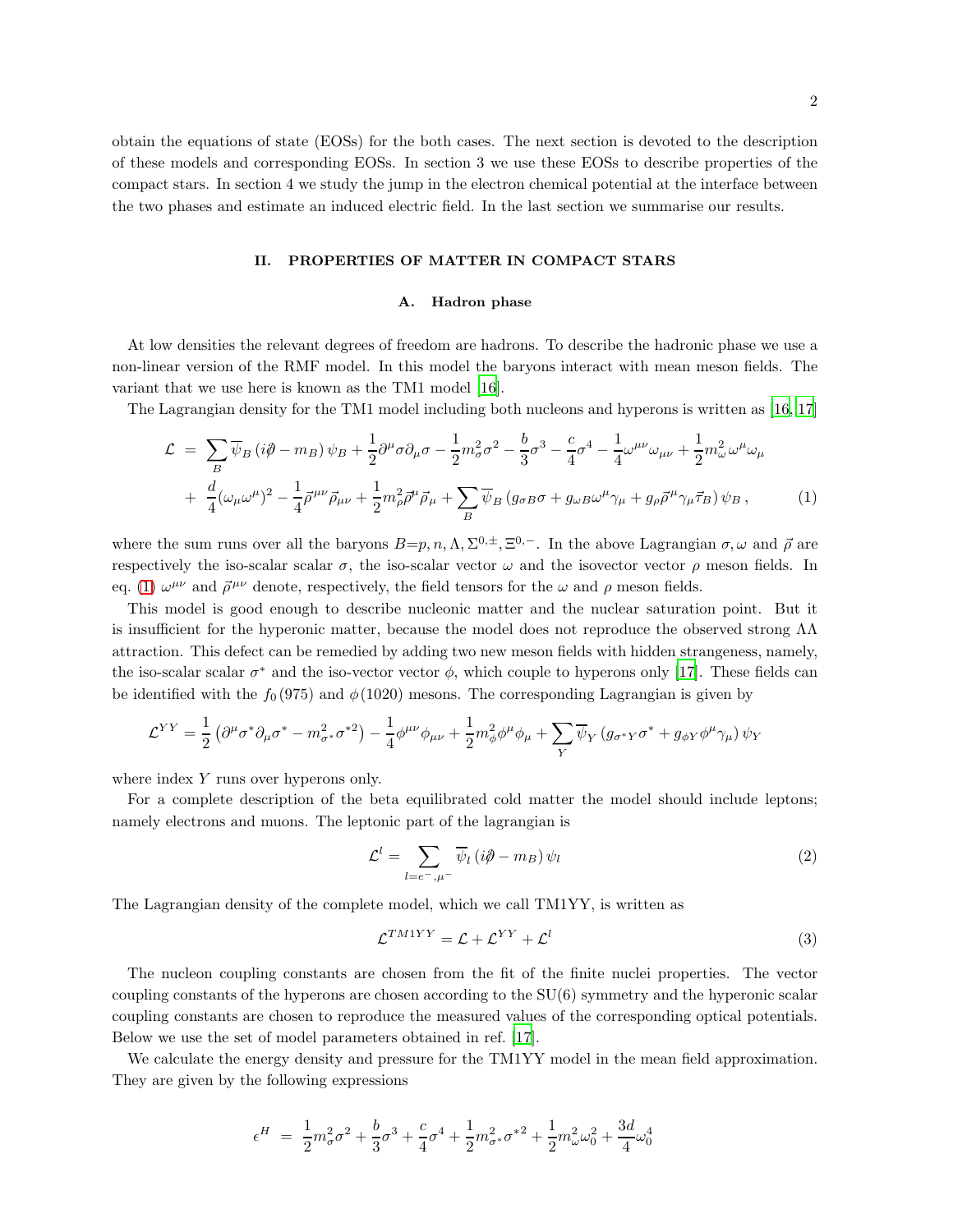obtain the equations of state (EOSs) for the both cases. The next section is devoted to the description of these models and corresponding EOSs. In section 3 we use these EOSs to describe properties of the compact stars. In section 4 we study the jump in the electron chemical potential at the interface between the two phases and estimate an induced electric field. In the last section we summarise our results.

## II. PROPERTIES OF MATTER IN COMPACT STARS

### A. Hadron phase

At low densities the relevant degrees of freedom are hadrons. To describe the hadronic phase we use a non-linear version of the RMF model. In this model the baryons interact with mean meson fields. The variant that we use here is known as the TM1 model [16].

The Lagrangian density for the TM1 model including both nucleons and hyperons is written as [16, 17]

$$
\begin{aligned}
\mathcal{L} \;=\; & \sum_B \overline{\psi}_B \left( i\partial\!\!\!/ - m_B \right) \psi_B + \frac{1}{2}\partial^\mu \sigma \partial_\mu \sigma - \frac{1}{2} m_\sigma^2 \sigma^2 - \frac{b}{3}\sigma^3 - \frac{c}{4}\sigma^4 - \frac{1}{4}\omega^{\mu\nu}\omega_{\mu\nu} + \frac{1}{2} m_\omega^2 \,\omega^\mu \omega_\mu \\
+ \; & \frac{d}{4}(\omega_\mu \omega^\mu)^2 - \frac{1}{4}\vec{\rho}^{\mu\nu}\vec{\rho}_{\mu\nu} + \frac{1}{2} m_\rho^2 \vec{\rho}^\mu \vec{\rho}_\mu + \sum_B \overline{\psi}_B \left( g_{\sigma B}\sigma + g_{\omega B}\omega^\mu \gamma_\mu + g_\rho \vec{\rho}^\mu \gamma_\mu \vec{\tau}_B \right) \psi_B \, , \qquad (1)
\end{aligned}
$$

where the sum runs over all the baryons $B$=$p, n, \Lambda, \Sigma^{0,\pm}, \Xi^{0,-}$. In the above Lagrangian $\sigma, \omega$ and $\vec{\rho}$ are respectively the iso-scalar scalar $\sigma$, the iso-scalar vector $\omega$ and the isovector vector $\rho$ meson fields. In eq. (1) $\omega^{\mu\nu}$ and $\vec{\rho}^{\mu\nu}$ denote, respectively, the field tensors for the $\omega$ and $\rho$ meson fields.

This model is good enough to describe nucleonic matter and the nuclear saturation point. But it is insufficient for the hyperonic matter, because the model does not reproduce the observed strong $\Lambda\Lambda$ attraction. This defect can be remedied by adding two new meson fields with hidden strangeness, namely, the iso-scalar scalar $\sigma^*$ and the iso-vector vector $\phi$, which couple to hyperons only [17]. These fields can be identified with the $f_0(975)$ and $\phi(1020)$ mesons. The corresponding Lagrangian is given by

$$
\mathcal{L}^{YY} = \frac{1}{2}\left( \partial^\mu \sigma^* \partial_\mu \sigma^* - m_{\sigma^*}^2 \sigma^{*2} \right) - \frac{1}{4}\phi^{\mu\nu}\phi_{\mu\nu} + \frac{1}{2} m_\phi^2 \phi^\mu \phi_\mu + \sum_Y \overline{\psi}_Y \left( g_{\sigma^* Y}\sigma^* + g_{\phi Y}\phi^\mu \gamma_\mu \right) \psi_Y
$$

where index $Y$ runs over hyperons only.

For a complete description of the beta equilibrated cold matter the model should include leptons; namely electrons and muons. The leptonic part of the lagrangian is

$$
\mathcal{L}^l = \sum_{l=e^-,\mu^-} \overline{\psi}_l \left( i\partial\!\!\!/ - m_B \right) \psi_l \qquad (2)
$$

The Lagrangian density of the complete model, which we call TM1YY, is written as

$$
\mathcal{L}^{TM1YY} = \mathcal{L} + \mathcal{L}^{YY} + \mathcal{L}^l \qquad (3)
$$

The nucleon coupling constants are chosen from the fit of the finite nuclei properties. The vector coupling constants of the hyperons are chosen according to the SU(6) symmetry and the hyperonic scalar coupling constants are chosen to reproduce the measured values of the corresponding optical potentials. Below we use the set of model parameters obtained in ref. [17].

We calculate the energy density and pressure for the TM1YY model in the mean field approximation. They are given by the following expressions

$$
\epsilon^H \;=\; \frac{1}{2}m_\sigma^2 \sigma^2 + \frac{b}{3}\sigma^3 + \frac{c}{4}\sigma^4 + \frac{1}{2}m_{\sigma^*}^2 \sigma^{*2} + \frac{1}{2}m_\omega^2 \omega_0^2 + \frac{3d}{4}\omega_0^4
$$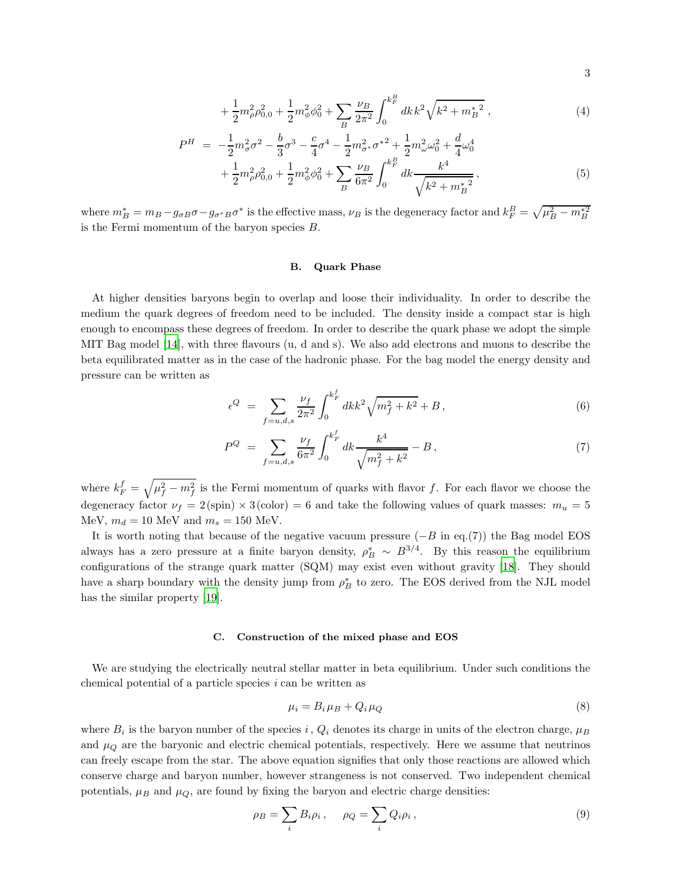$$+\frac{1}{2}m_\rho^2\rho_{0,0}^2 + \frac{1}{2}m_\phi^2\phi_0^2 + \sum_B \frac{\nu_B}{2\pi^2}\int_0^{k_F^B} dk\, k^2\sqrt{k^2 + {m_B^*}^2}\,, \tag{4}$$

$$P^H = -\frac{1}{2}m_\sigma^2\sigma^2 - \frac{b}{3}\sigma^3 - \frac{c}{4}\sigma^4 - \frac{1}{2}m_{\sigma^*}^2{\sigma^*}^2 + \frac{1}{2}m_\omega^2\omega_0^2 + \frac{d}{4}\omega_0^4$$
$$+\frac{1}{2}m_\rho^2\rho_{0,0}^2 + \frac{1}{2}m_\phi^2\phi_0^2 + \sum_B \frac{\nu_B}{6\pi^2}\int_0^{k_F^B} dk \frac{k^4}{\sqrt{k^2 + {m_B^*}^2}}\,, \tag{5}$$

where $m_B^* = m_B - g_{\sigma B}\sigma - g_{\sigma^* B}\sigma^*$ is the effective mass, $\nu_B$ is the degeneracy factor and $k_F^B = \sqrt{\mu_B^2 - m_B^{*2}}$ is the Fermi momentum of the baryon species $B$.

### B. Quark Phase

At higher densities baryons begin to overlap and loose their individuality. In order to describe the medium the quark degrees of freedom need to be included. The density inside a compact star is high enough to encompass these degrees of freedom. In order to describe the quark phase we adopt the simple MIT Bag model [14], with three flavours (u, d and s). We also add electrons and muons to describe the beta equilibrated matter as in the case of the hadronic phase. For the bag model the energy density and pressure can be written as

$$\epsilon^Q = \sum_{f=u,d,s} \frac{\nu_f}{2\pi^2}\int_0^{k_F^f} dk k^2\sqrt{m_f^2 + k^2} + B\,, \tag{6}$$

$$P^Q = \sum_{f=u,d,s} \frac{\nu_f}{6\pi^2}\int_0^{k_F^f} dk \frac{k^4}{\sqrt{m_f^2 + k^2}} - B\,, \tag{7}$$

where $k_F^f = \sqrt{\mu_f^2 - m_f^2}$ is the Fermi momentum of quarks with flavor $f$. For each flavor we choose the degeneracy factor $\nu_f = 2\,(\text{spin}) \times 3\,(\text{color}) = 6$ and take the following values of quark masses: $m_u = 5$ MeV, $m_d = 10$ MeV and $m_s = 150$ MeV.

It is worth noting that because of the negative vacuum pressure ($-B$ in eq.(7)) the Bag model EOS always has a zero pressure at a finite baryon density, $\rho_B^* \sim B^{3/4}$. By this reason the equilibrium configurations of the strange quark matter (SQM) may exist even without gravity [18]. They should have a sharp boundary with the density jump from $\rho_B^*$ to zero. The EOS derived from the NJL model has the similar property [19].

### C. Construction of the mixed phase and EOS

We are studying the electrically neutral stellar matter in beta equilibrium. Under such conditions the chemical potential of a particle species $i$ can be written as

$$\mu_i = B_i\mu_B + Q_i\mu_Q \tag{8}$$

where $B_i$ is the baryon number of the species $i$, $Q_i$ denotes its charge in units of the electron charge, $\mu_B$ and $\mu_Q$ are the baryonic and electric chemical potentials, respectively. Here we assume that neutrinos can freely escape from the star. The above equation signifies that only those reactions are allowed which conserve charge and baryon number, however strangeness is not conserved. Two independent chemical potentials, $\mu_B$ and $\mu_Q$, are found by fixing the baryon and electric charge densities:

$$\rho_B = \sum_i B_i\rho_i\,, \quad \rho_Q = \sum_i Q_i\rho_i\,, \tag{9}$$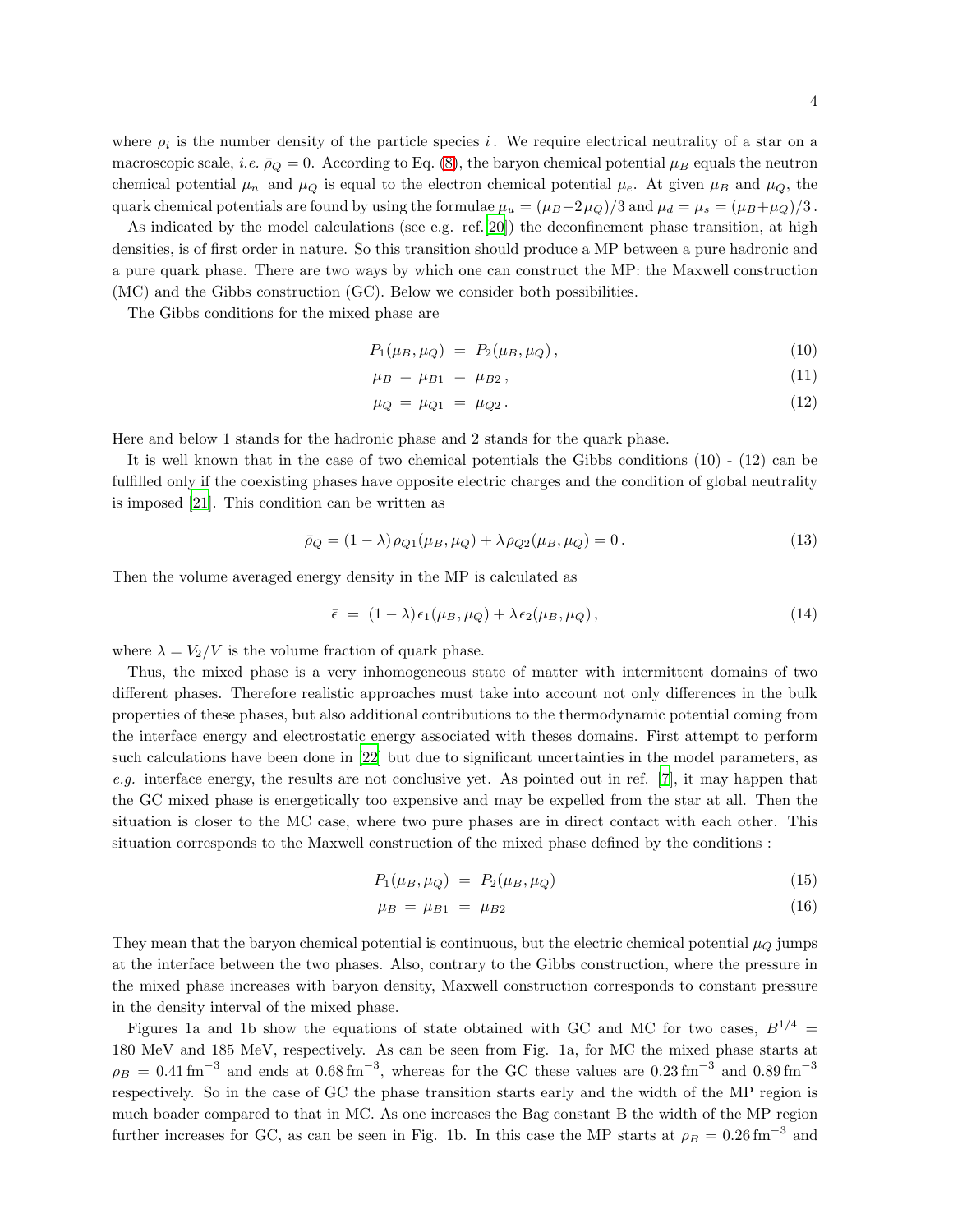where $\rho_i$ is the number density of the particle species $i$. We require electrical neutrality of a star on a macroscopic scale, *i.e.* $\bar{\rho}_Q = 0$. According to Eq. (8), the baryon chemical potential $\mu_B$ equals the neutron chemical potential $\mu_n$ and $\mu_Q$ is equal to the electron chemical potential $\mu_e$. At given $\mu_B$ and $\mu_Q$, the quark chemical potentials are found by using the formulae $\mu_u = (\mu_B - 2\mu_Q)/3$ and $\mu_d = \mu_s = (\mu_B + \mu_Q)/3$.

As indicated by the model calculations (see e.g. ref.[20]) the deconfinement phase transition, at high densities, is of first order in nature. So this transition should produce a MP between a pure hadronic and a pure quark phase. There are two ways by which one can construct the MP: the Maxwell construction (MC) and the Gibbs construction (GC). Below we consider both possibilities.

The Gibbs conditions for the mixed phase are

$$P_1(\mu_B, \mu_Q) \;=\; P_2(\mu_B, \mu_Q)\,, \tag{10}$$

$$\mu_B \;=\; \mu_{B1} \;=\; \mu_{B2}\,, \tag{11}$$

$$\mu_Q \;=\; \mu_{Q1} \;=\; \mu_{Q2}\,. \tag{12}$$

Here and below 1 stands for the hadronic phase and 2 stands for the quark phase.

It is well known that in the case of two chemical potentials the Gibbs conditions (10) - (12) can be fulfilled only if the coexisting phases have opposite electric charges and the condition of global neutrality is imposed [21]. This condition can be written as

$$\bar{\rho}_Q = (1-\lambda)\rho_{Q1}(\mu_B, \mu_Q) + \lambda \rho_{Q2}(\mu_B, \mu_Q) = 0\,. \tag{13}$$

Then the volume averaged energy density in the MP is calculated as

$$\bar{\epsilon} \;=\; (1-\lambda)\epsilon_1(\mu_B, \mu_Q) + \lambda \epsilon_2(\mu_B, \mu_Q)\,, \tag{14}$$

where $\lambda = V_2/V$ is the volume fraction of quark phase.

Thus, the mixed phase is a very inhomogeneous state of matter with intermittent domains of two different phases. Therefore realistic approaches must take into account not only differences in the bulk properties of these phases, but also additional contributions to the thermodynamic potential coming from the interface energy and electrostatic energy associated with theses domains. First attempt to perform such calculations have been done in [22] but due to significant uncertainties in the model parameters, as *e.g.* interface energy, the results are not conclusive yet. As pointed out in ref. [7], it may happen that the GC mixed phase is energetically too expensive and may be expelled from the star at all. Then the situation is closer to the MC case, where two pure phases are in direct contact with each other. This situation corresponds to the Maxwell construction of the mixed phase defined by the conditions :

$$P_1(\mu_B, \mu_Q) \;=\; P_2(\mu_B, \mu_Q) \tag{15}$$

$$\mu_B \;=\; \mu_{B1} \;=\; \mu_{B2} \tag{16}$$

They mean that the baryon chemical potential is continuous, but the electric chemical potential $\mu_Q$ jumps at the interface between the two phases. Also, contrary to the Gibbs construction, where the pressure in the mixed phase increases with baryon density, Maxwell construction corresponds to constant pressure in the density interval of the mixed phase.

Figures 1a and 1b show the equations of state obtained with GC and MC for two cases, $B^{1/4} =$ 180 MeV and 185 MeV, respectively. As can be seen from Fig. 1a, for MC the mixed phase starts at $\rho_B = 0.41\,\mathrm{fm}^{-3}$ and ends at $0.68\,\mathrm{fm}^{-3}$, whereas for the GC these values are $0.23\,\mathrm{fm}^{-3}$ and $0.89\,\mathrm{fm}^{-3}$ respectively. So in the case of GC the phase transition starts early and the width of the MP region is much boader compared to that in MC. As one increases the Bag constant B the width of the MP region further increases for GC, as can be seen in Fig. 1b. In this case the MP starts at $\rho_B = 0.26\,\mathrm{fm}^{-3}$ and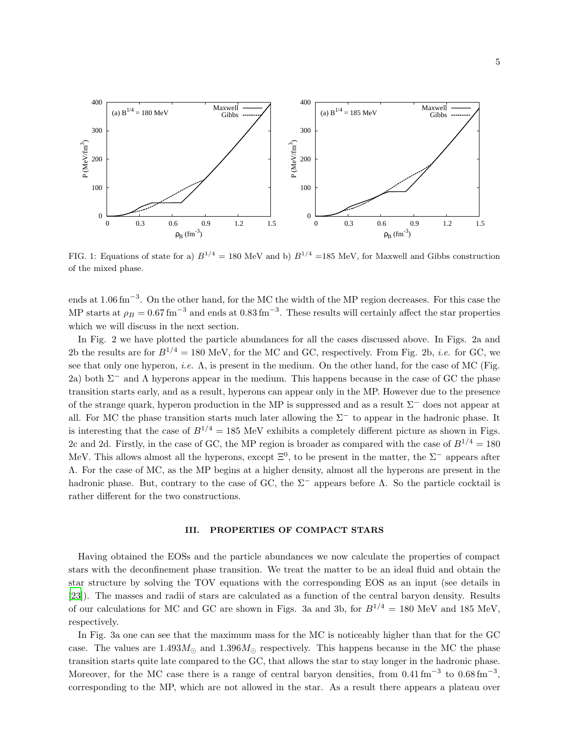FIG. 1: Equations of state for a) $B^{1/4} = 180$ MeV and b) $B^{1/4}$ =185 MeV, for Maxwell and Gibbs construction of the mixed phase.

ends at $1.06\,\mathrm{fm}^{-3}$. On the other hand, for the MC the width of the MP region decreases. For this case the MP starts at $\rho_B = 0.67\,\mathrm{fm}^{-3}$ and ends at $0.83\,\mathrm{fm}^{-3}$. These results will certainly affect the star properties which we will discuss in the next section.

In Fig. 2 we have plotted the particle abundances for all the cases discussed above. In Figs. 2a and 2b the results are for $B^{1/4} = 180$ MeV, for the MC and GC, respectively. From Fig. 2b, *i.e.* for GC, we see that only one hyperon, *i.e.* $\Lambda$, is present in the medium. On the other hand, for the case of MC (Fig. 2a) both $\Sigma^-$ and $\Lambda$ hyperons appear in the medium. This happens because in the case of GC the phase transition starts early, and as a result, hyperons can appear only in the MP. However due to the presence of the strange quark, hyperon production in the MP is suppressed and as a result $\Sigma^-$ does not appear at all. For MC the phase transition starts much later allowing the $\Sigma^-$ to appear in the hadronic phase. It is interesting that the case of $B^{1/4} = 185$ MeV exhibits a completely different picture as shown in Figs. 2c and 2d. Firstly, in the case of GC, the MP region is broader as compared with the case of $B^{1/4} = 180$ MeV. This allows almost all the hyperons, except $\Xi^0$, to be present in the matter, the $\Sigma^-$ appears after $\Lambda$. For the case of MC, as the MP begins at a higher density, almost all the hyperons are present in the hadronic phase. But, contrary to the case of GC, the $\Sigma^-$ appears before $\Lambda$. So the particle cocktail is rather different for the two constructions.

## III. PROPERTIES OF COMPACT STARS

Having obtained the EOSs and the particle abundances we now calculate the properties of compact stars with the deconfinement phase transition. We treat the matter to be an ideal fluid and obtain the star structure by solving the TOV equations with the corresponding EOS as an input (see details in [23]). The masses and radii of stars are calculated as a function of the central baryon density. Results of our calculations for MC and GC are shown in Figs. 3a and 3b, for $B^{1/4} = 180$ MeV and 185 MeV, respectively.

In Fig. 3a one can see that the maximum mass for the MC is noticeably higher than that for the GC case. The values are $1.493 M_\odot$ and $1.396 M_\odot$ respectively. This happens because in the MC the phase transition starts quite late compared to the GC, that allows the star to stay longer in the hadronic phase. Moreover, for the MC case there is a range of central baryon densities, from $0.41\,\mathrm{fm}^{-3}$ to $0.68\,\mathrm{fm}^{-3}$, corresponding to the MP, which are not allowed in the star. As a result there appears a plateau over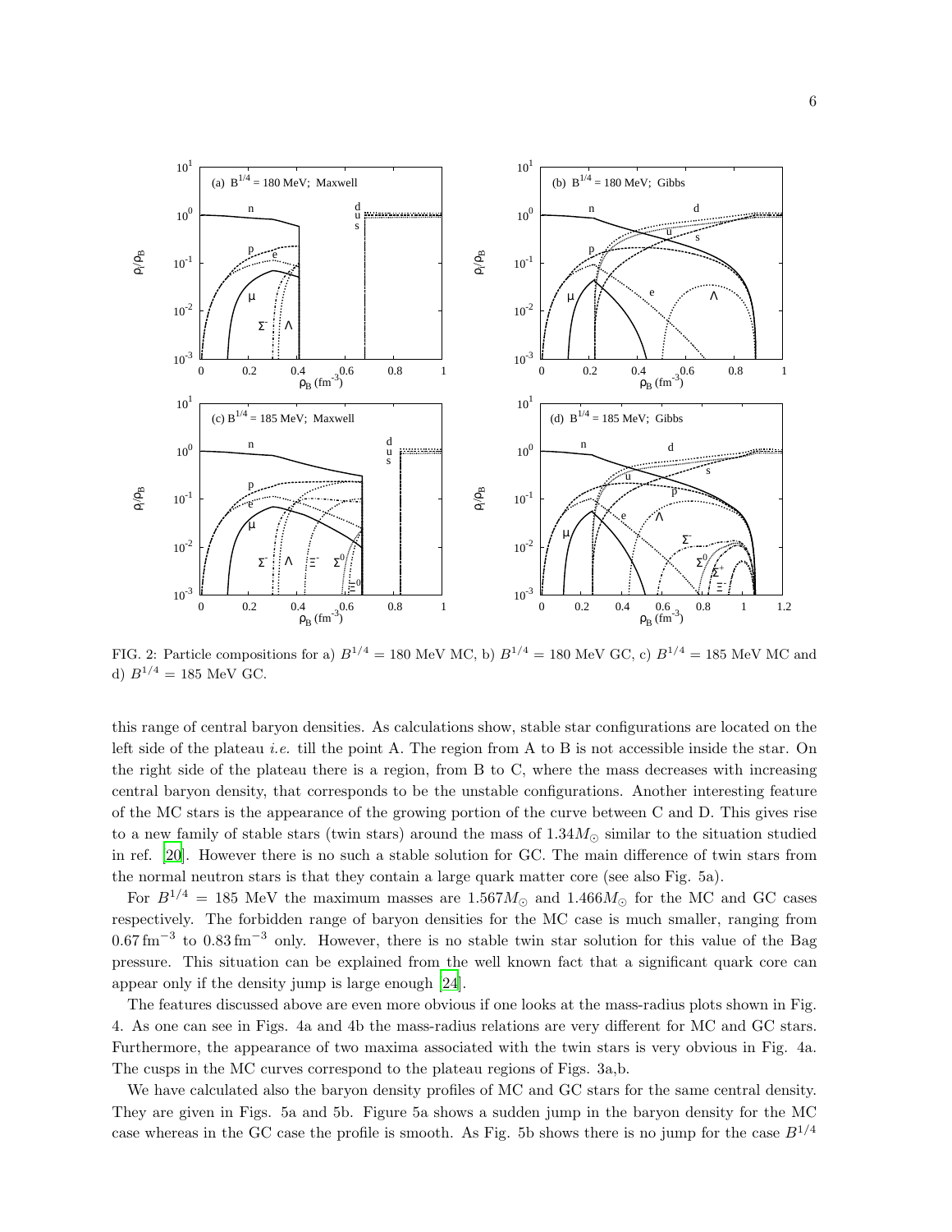FIG. 2: Particle compositions for a) $B^{1/4} = 180$ MeV MC, b) $B^{1/4} = 180$ MeV GC, c) $B^{1/4} = 185$ MeV MC and d) $B^{1/4} = 185$ MeV GC.

this range of central baryon densities. As calculations show, stable star configurations are located on the left side of the plateau *i.e.* till the point A. The region from A to B is not accessible inside the star. On the right side of the plateau there is a region, from B to C, where the mass decreases with increasing central baryon density, that corresponds to be the unstable configurations. Another interesting feature of the MC stars is the appearance of the growing portion of the curve between C and D. This gives rise to a new family of stable stars (twin stars) around the mass of $1.34 M_{\odot}$ similar to the situation studied in ref. [20]. However there is no such a stable solution for GC. The main difference of twin stars from the normal neutron stars is that they contain a large quark matter core (see also Fig. 5a).

For $B^{1/4} = 185$ MeV the maximum masses are $1.567 M_{\odot}$ and $1.466 M_{\odot}$ for the MC and GC cases respectively. The forbidden range of baryon densities for the MC case is much smaller, ranging from $0.67\,\text{fm}^{-3}$ to $0.83\,\text{fm}^{-3}$ only. However, there is no stable twin star solution for this value of the Bag pressure. This situation can be explained from the well known fact that a significant quark core can appear only if the density jump is large enough [24].

The features discussed above are even more obvious if one looks at the mass-radius plots shown in Fig. 4. As one can see in Figs. 4a and 4b the mass-radius relations are very different for MC and GC stars. Furthermore, the appearance of two maxima associated with the twin stars is very obvious in Fig. 4a. The cusps in the MC curves correspond to the plateau regions of Figs. 3a,b.

We have calculated also the baryon density profiles of MC and GC stars for the same central density. They are given in Figs. 5a and 5b. Figure 5a shows a sudden jump in the baryon density for the MC case whereas in the GC case the profile is smooth. As Fig. 5b shows there is no jump for the case $B^{1/4}$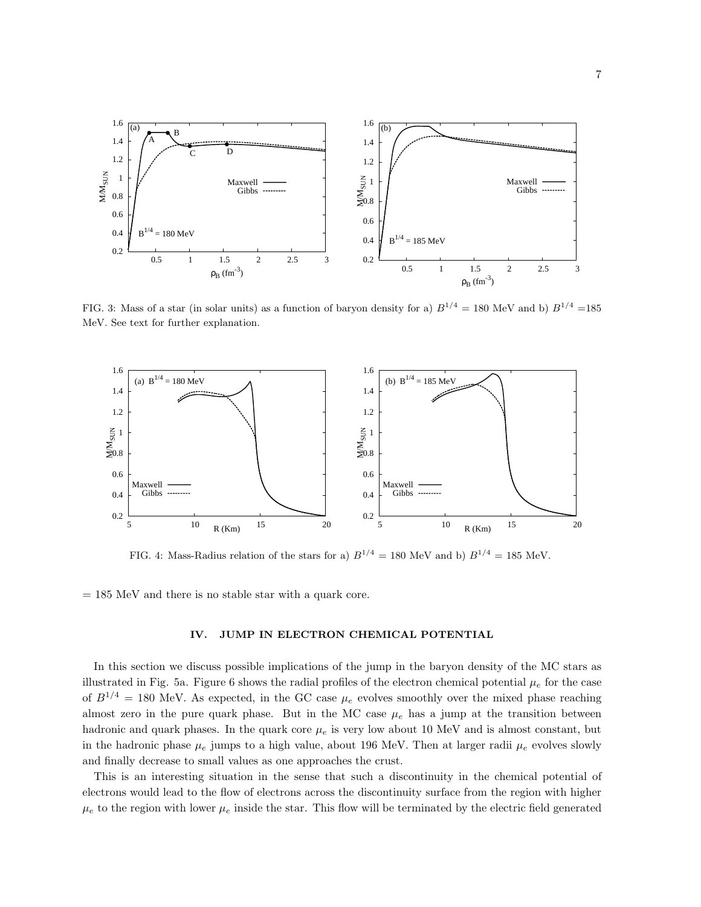FIG. 3: Mass of a star (in solar units) as a function of baryon density for a) $B^{1/4}$ = 180 MeV and b) $B^{1/4}$ =185 MeV. See text for further explanation.

FIG. 4: Mass-Radius relation of the stars for a) $B^{1/4}$ = 180 MeV and b) $B^{1/4}$ = 185 MeV.

= 185 MeV and there is no stable star with a quark core.

## IV. JUMP IN ELECTRON CHEMICAL POTENTIAL

In this section we discuss possible implications of the jump in the baryon density of the MC stars as illustrated in Fig. 5a. Figure 6 shows the radial profiles of the electron chemical potential $\mu_e$ for the case of $B^{1/4}$ = 180 MeV. As expected, in the GC case $\mu_e$ evolves smoothly over the mixed phase reaching almost zero in the pure quark phase. But in the MC case $\mu_e$ has a jump at the transition between hadronic and quark phases. In the quark core $\mu_e$ is very low about 10 MeV and is almost constant, but in the hadronic phase $\mu_e$ jumps to a high value, about 196 MeV. Then at larger radii $\mu_e$ evolves slowly and finally decrease to small values as one approaches the crust.

This is an interesting situation in the sense that such a discontinuity in the chemical potential of electrons would lead to the flow of electrons across the discontinuity surface from the region with higher $\mu_e$ to the region with lower $\mu_e$ inside the star. This flow will be terminated by the electric field generated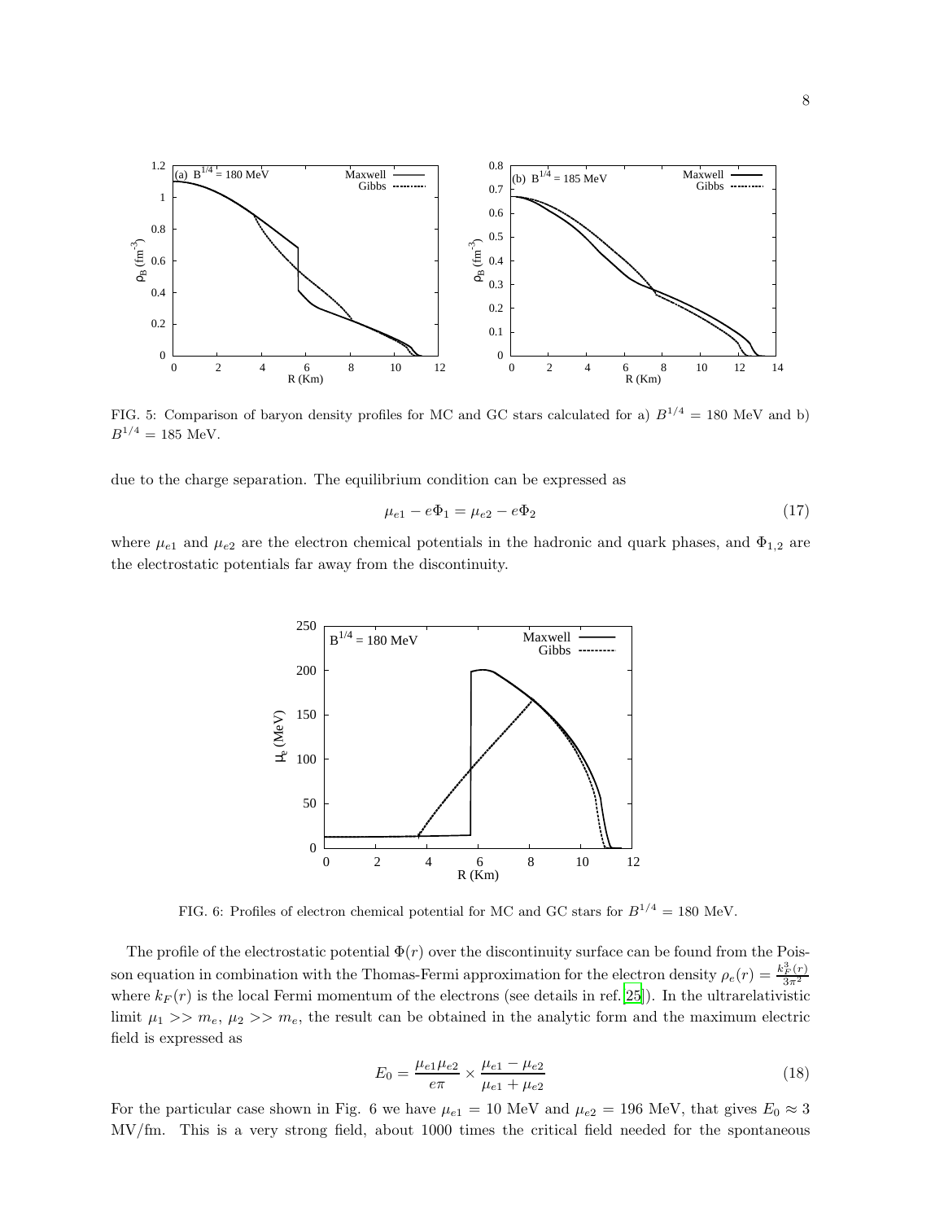FIG. 5: Comparison of baryon density profiles for MC and GC stars calculated for a) $B^{1/4} = 180$ MeV and b) $B^{1/4} = 185$ MeV.

due to the charge separation. The equilibrium condition can be expressed as

$$\mu_{e1} - e\Phi_1 = \mu_{e2} - e\Phi_2 \tag{17}$$

where $\mu_{e1}$ and $\mu_{e2}$ are the electron chemical potentials in the hadronic and quark phases, and $\Phi_{1,2}$ are the electrostatic potentials far away from the discontinuity.

FIG. 6: Profiles of electron chemical potential for MC and GC stars for $B^{1/4} = 180$ MeV.

The profile of the electrostatic potential $\Phi(r)$ over the discontinuity surface can be found from the Poisson equation in combination with the Thomas-Fermi approximation for the electron density $\rho_e(r) = \frac{k_F^3(r)}{3\pi^2}$ where $k_F(r)$ is the local Fermi momentum of the electrons (see details in ref. [25]). In the ultrarelativistic limit $\mu_1 >> m_e$, $\mu_2 >> m_e$, the result can be obtained in the analytic form and the maximum electric field is expressed as

$$E_0 = \frac{\mu_{e1}\mu_{e2}}{e\pi} \times \frac{\mu_{e1} - \mu_{e2}}{\mu_{e1} + \mu_{e2}} \tag{18}$$

For the particular case shown in Fig. 6 we have $\mu_{e1} = 10$ MeV and $\mu_{e2} = 196$ MeV, that gives $E_0 \approx 3$ MV/fm. This is a very strong field, about 1000 times the critical field needed for the spontaneous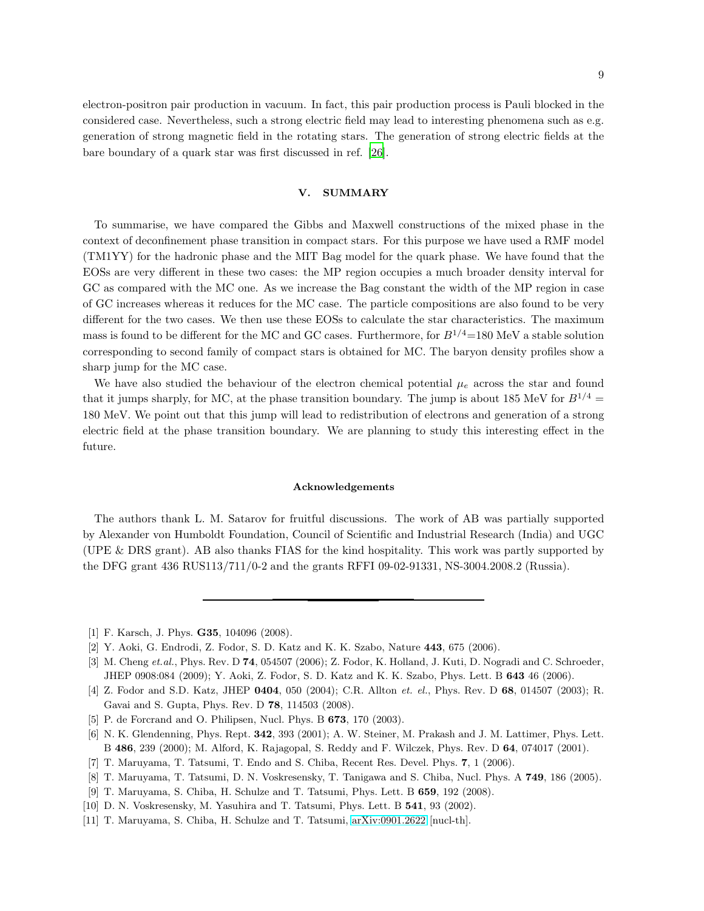electron-positron pair production in vacuum. In fact, this pair production process is Pauli blocked in the considered case. Nevertheless, such a strong electric field may lead to interesting phenomena such as e.g. generation of strong magnetic field in the rotating stars. The generation of strong electric fields at the bare boundary of a quark star was first discussed in ref. [26].

## V. SUMMARY

To summarise, we have compared the Gibbs and Maxwell constructions of the mixed phase in the context of deconfinement phase transition in compact stars. For this purpose we have used a RMF model (TM1YY) for the hadronic phase and the MIT Bag model for the quark phase. We have found that the EOSs are very different in these two cases: the MP region occupies a much broader density interval for GC as compared with the MC one. As we increase the Bag constant the width of the MP region in case of GC increases whereas it reduces for the MC case. The particle compositions are also found to be very different for the two cases. We then use these EOSs to calculate the star characteristics. The maximum mass is found to be different for the MC and GC cases. Furthermore, for $B^{1/4}$=180 MeV a stable solution corresponding to second family of compact stars is obtained for MC. The baryon density profiles show a sharp jump for the MC case.

We have also studied the behaviour of the electron chemical potential $\mu_e$ across the star and found that it jumps sharply, for MC, at the phase transition boundary. The jump is about 185 MeV for $B^{1/4} =$ 180 MeV. We point out that this jump will lead to redistribution of electrons and generation of a strong electric field at the phase transition boundary. We are planning to study this interesting effect in the future.

#### Acknowledgements

The authors thank L. M. Satarov for fruitful discussions. The work of AB was partially supported by Alexander von Humboldt Foundation, Council of Scientific and Industrial Research (India) and UGC (UPE & DRS grant). AB also thanks FIAS for the kind hospitality. This work was partly supported by the DFG grant 436 RUS113/711/0-2 and the grants RFFI 09-02-91331, NS-3004.2008.2 (Russia).

---

[1] F. Karsch, J. Phys. **G35**, 104096 (2008).

[2] Y. Aoki, G. Endrodi, Z. Fodor, S. D. Katz and K. K. Szabo, Nature **443**, 675 (2006).

[3] M. Cheng *et.al.*, Phys. Rev. D **74**, 054507 (2006); Z. Fodor, K. Holland, J. Kuti, D. Nogradi and C. Schroeder, JHEP 0908:084 (2009); Y. Aoki, Z. Fodor, S. D. Katz and K. K. Szabo, Phys. Lett. B **643** 46 (2006).

[4] Z. Fodor and S.D. Katz, JHEP **0404**, 050 (2004); C.R. Allton *et. el.*, Phys. Rev. D **68**, 014507 (2003); R. Gavai and S. Gupta, Phys. Rev. D **78**, 114503 (2008).

[5] P. de Forcrand and O. Philipsen, Nucl. Phys. B **673**, 170 (2003).

[6] N. K. Glendenning, Phys. Rept. **342**, 393 (2001); A. W. Steiner, M. Prakash and J. M. Lattimer, Phys. Lett. B **486**, 239 (2000); M. Alford, K. Rajagopal, S. Reddy and F. Wilczek, Phys. Rev. D **64**, 074017 (2001).

[7] T. Maruyama, T. Tatsumi, T. Endo and S. Chiba, Recent Res. Devel. Phys. **7**, 1 (2006).

[8] T. Maruyama, T. Tatsumi, D. N. Voskresensky, T. Tanigawa and S. Chiba, Nucl. Phys. A **749**, 186 (2005).

[9] T. Maruyama, S. Chiba, H. Schulze and T. Tatsumi, Phys. Lett. B **659**, 192 (2008).

[10] D. N. Voskresensky, M. Yasuhira and T. Tatsumi, Phys. Lett. B **541**, 93 (2002).

[11] T. Maruyama, S. Chiba, H. Schulze and T. Tatsumi, arXiv:0901.2622 [nucl-th].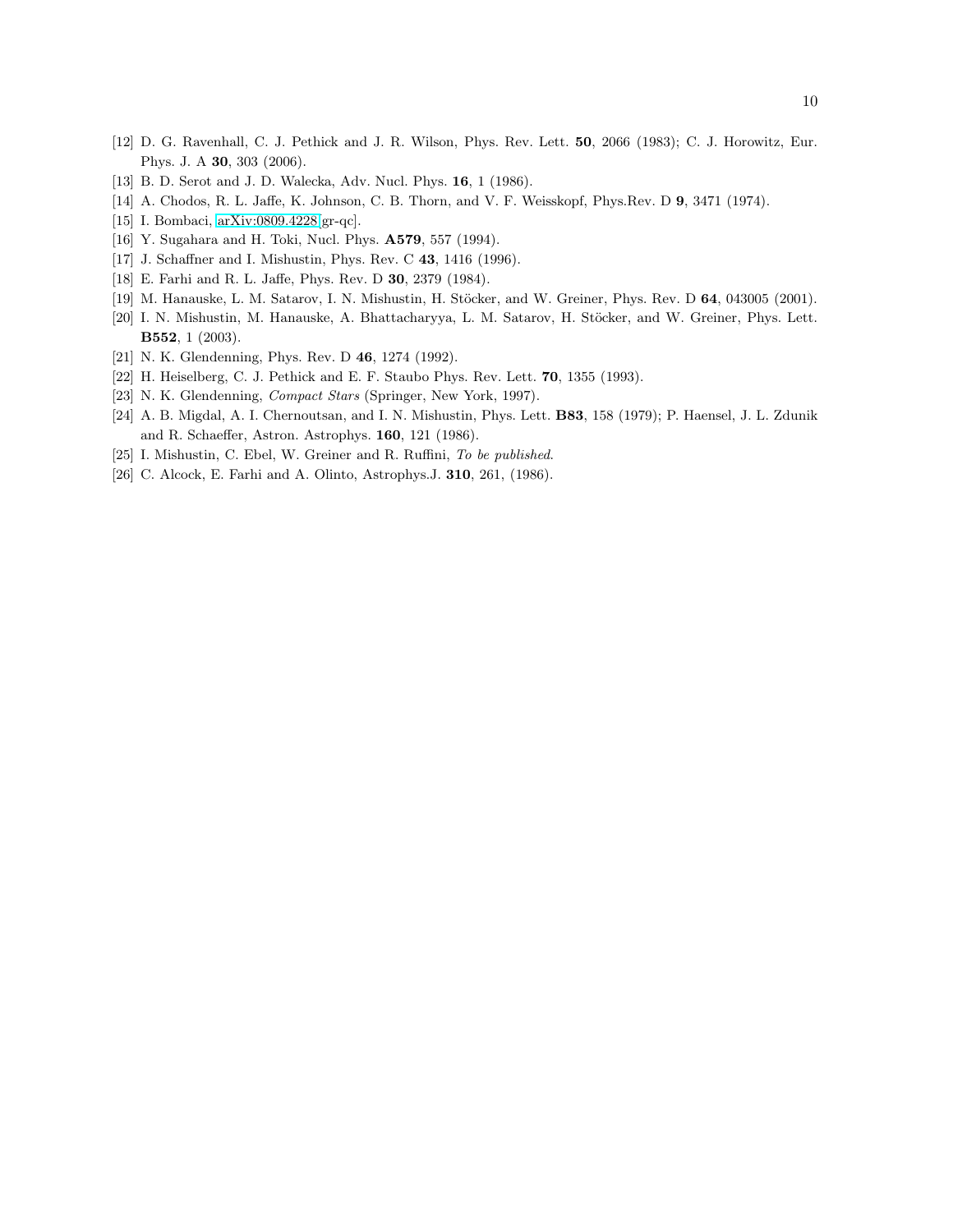[12] D. G. Ravenhall, C. J. Pethick and J. R. Wilson, Phys. Rev. Lett. **50**, 2066 (1983); C. J. Horowitz, Eur. Phys. J. A **30**, 303 (2006).

[13] B. D. Serot and J. D. Walecka, Adv. Nucl. Phys. **16**, 1 (1986).

[14] A. Chodos, R. L. Jaffe, K. Johnson, C. B. Thorn, and V. F. Weisskopf, Phys.Rev. D **9**, 3471 (1974).

[15] I. Bombaci, arXiv:0809.4228[gr-qc].

[16] Y. Sugahara and H. Toki, Nucl. Phys. **A579**, 557 (1994).

[17] J. Schaffner and I. Mishustin, Phys. Rev. C **43**, 1416 (1996).

[18] E. Farhi and R. L. Jaffe, Phys. Rev. D **30**, 2379 (1984).

[19] M. Hanauske, L. M. Satarov, I. N. Mishustin, H. Stöcker, and W. Greiner, Phys. Rev. D **64**, 043005 (2001).

[20] I. N. Mishustin, M. Hanauske, A. Bhattacharyya, L. M. Satarov, H. Stöcker, and W. Greiner, Phys. Lett. **B552**, 1 (2003).

[21] N. K. Glendenning, Phys. Rev. D **46**, 1274 (1992).

[22] H. Heiselberg, C. J. Pethick and E. F. Staubo Phys. Rev. Lett. **70**, 1355 (1993).

[23] N. K. Glendenning, *Compact Stars* (Springer, New York, 1997).

[24] A. B. Migdal, A. I. Chernoutsan, and I. N. Mishustin, Phys. Lett. **B83**, 158 (1979); P. Haensel, J. L. Zdunik and R. Schaeffer, Astron. Astrophys. **160**, 121 (1986).

[25] I. Mishustin, C. Ebel, W. Greiner and R. Ruffini, *To be published*.

[26] C. Alcock, E. Farhi and A. Olinto, Astrophys.J. **310**, 261, (1986).